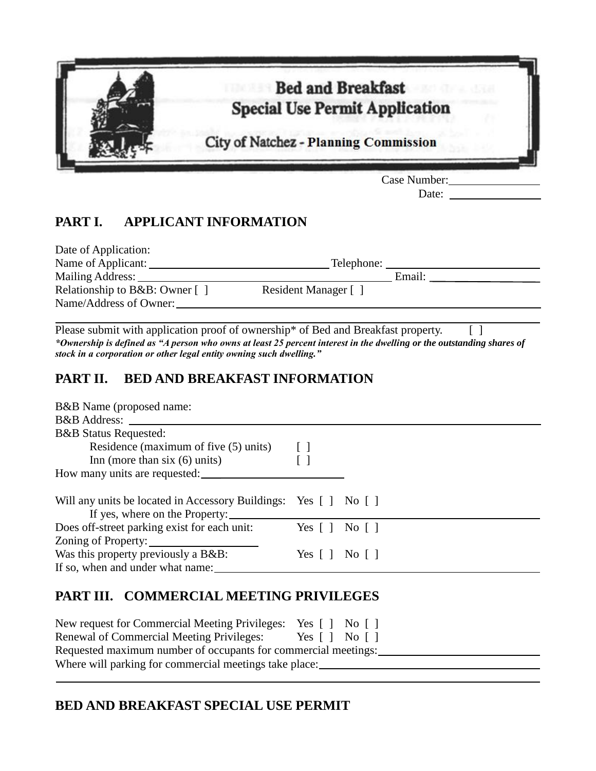# Bed and Breakfast Special Use Permit Application

## City of Natchez - Planning Commission

Case Number: \_\_\_\_\_\_\_\_\_\_\_\_\_\_\_\_

Date: \_\_\_\_\_\_\_\_\_\_\_\_\_\_\_\_

## PART I. APPLICANT INFORMATION

Date of Application:

Name of Applicant: \_\_\_\_\_\_\_\_\_\_\_\_\_\_\_\_\_\_\_\_\_\_\_\_\_\_\_\_\_\_\_\_ Telephone: \_\_\_\_\_\_\_\_\_\_\_\_\_\_\_\_\_\_\_\_\_\_\_\_\_\_\_\_

Mailing Address: \_\_\_\_\_\_\_\_\_\_\_\_\_\_\_\_\_\_\_\_\_\_\_\_\_\_\_\_\_\_\_\_\_\_\_\_\_\_\_\_\_\_\_\_\_\_\_\_ Email: \_\_\_\_\_\_\_\_\_\_\_\_\_\_\_\_\_\_\_\_\_

Relationship to B&B: Owner [ ] Resident Manager [ ]

Name/Address of Owner: \_\_\_\_\_\_\_\_\_\_\_\_\_\_\_\_\_\_\_\_\_\_\_\_\_\_\_\_\_\_\_\_\_\_\_\_\_\_\_\_\_\_\_\_\_\_\_\_\_\_\_\_\_\_\_\_\_\_\_\_\_\_\_\_\_\_\_\_

Please submit with application proof of ownership* of Bed and Breakfast property. [ ]

***Ownership is defined as "A person who owns at least 25 percent interest in the dwelling or the outstanding shares of stock in a corporation or other legal entity owning such dwelling."***

## PART II. BED AND BREAKFAST INFORMATION

B&B Name (proposed name:

B&B Address: \_\_\_\_\_\_\_\_\_\_\_\_\_\_\_\_\_\_\_\_\_\_\_\_\_\_\_\_\_\_\_\_\_\_\_\_\_\_\_\_\_\_\_\_\_\_\_\_\_\_\_\_\_\_\_\_\_\_\_\_\_\_\_\_\_\_\_\_\_\_\_\_\_\_\_\_

B&B Status Requested:

- Residence (maximum of five (5) units) [ ]
- Inn (more than six (6) units) [ ]

How many units are requested: \_\_\_\_\_\_\_\_\_\_\_\_\_\_\_\_\_\_\_\_\_\_\_\_\_\_\_\_

Will any units be located in Accessory Buildings: Yes [ ] No [ ]

If yes, where on the Property: \_\_\_\_\_\_\_\_\_\_\_\_\_\_\_\_\_\_\_\_\_\_\_\_\_\_\_\_\_\_\_\_\_\_\_\_\_\_\_\_\_\_\_\_\_\_\_\_\_\_\_\_\_\_\_\_\_\_

Does off-street parking exist for each unit: Yes [ ] No [ ]

Zoning of Property: \_\_\_\_\_\_\_\_\_\_\_\_\_\_\_\_\_\_\_\_

Was this property previously a B&B: Yes [ ] No [ ]

If so, when and under what name: \_\_\_\_\_\_\_\_\_\_\_\_\_\_\_\_\_\_\_\_\_\_\_\_\_\_\_\_\_\_\_\_\_\_\_\_\_\_\_\_\_\_\_\_\_\_\_\_\_\_\_\_\_\_\_

## PART III. COMMERCIAL MEETING PRIVILEGES

New request for Commercial Meeting Privileges: Yes [ ] No [ ]

Renewal of Commercial Meeting Privileges: Yes [ ] No [ ]

Requested maximum number of occupants for commercial meetings: \_\_\_\_\_\_\_\_\_\_\_\_\_\_\_\_\_\_\_\_\_\_\_\_\_\_\_\_

Where will parking for commercial meetings take place: \_\_\_\_\_\_\_\_\_\_\_\_\_\_\_\_\_\_\_\_\_\_\_\_\_\_\_\_\_\_\_\_\_\_\_\_\_\_\_\_

## BED AND BREAKFAST SPECIAL USE PERMIT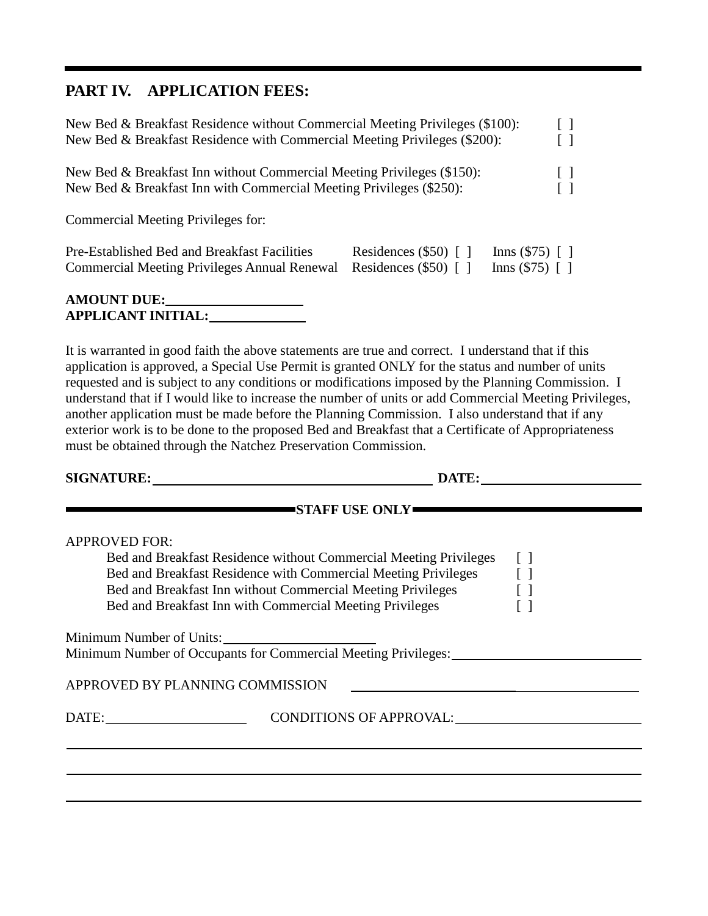## PART IV. APPLICATION FEES:

New Bed & Breakfast Residence without Commercial Meeting Privileges ($100): [ ]
New Bed & Breakfast Residence with Commercial Meeting Privileges ($200): [ ]

New Bed & Breakfast Inn without Commercial Meeting Privileges ($150): [ ]
New Bed & Breakfast Inn with Commercial Meeting Privileges ($250): [ ]

Commercial Meeting Privileges for:

| | | |
|---|---|---|
| Pre-Established Bed and Breakfast Facilities | Residences ($50) [ ] | Inns ($75) [ ] |
| Commercial Meeting Privileges Annual Renewal | Residences ($50) [ ] | Inns ($75) [ ] |

**AMOUNT DUE:** ____________________
**APPLICANT INITIAL:** ______________

It is warranted in good faith the above statements are true and correct. I understand that if this application is approved, a Special Use Permit is granted ONLY for the status and number of units requested and is subject to any conditions or modifications imposed by the Planning Commission. I understand that if I would like to increase the number of units or add Commercial Meeting Privileges, another application must be made before the Planning Commission. I also understand that if any exterior work is to be done to the proposed Bed and Breakfast that a Certificate of Appropriateness must be obtained through the Natchez Preservation Commission.

**SIGNATURE:** ________________________________________ **DATE:** ______________________

**STAFF USE ONLY**

APPROVED FOR:

Bed and Breakfast Residence without Commercial Meeting Privileges [ ]
Bed and Breakfast Residence with Commercial Meeting Privileges [ ]
Bed and Breakfast Inn without Commercial Meeting Privileges [ ]
Bed and Breakfast Inn with Commercial Meeting Privileges [ ]

Minimum Number of Units: ______________________
Minimum Number of Occupants for Commercial Meeting Privileges: ____________________________

APPROVED BY PLANNING COMMISSION ______________________________________

DATE: ____________________ CONDITIONS OF APPROVAL: ____________________________

_____________________________________________________________________________

_____________________________________________________________________________

_____________________________________________________________________________